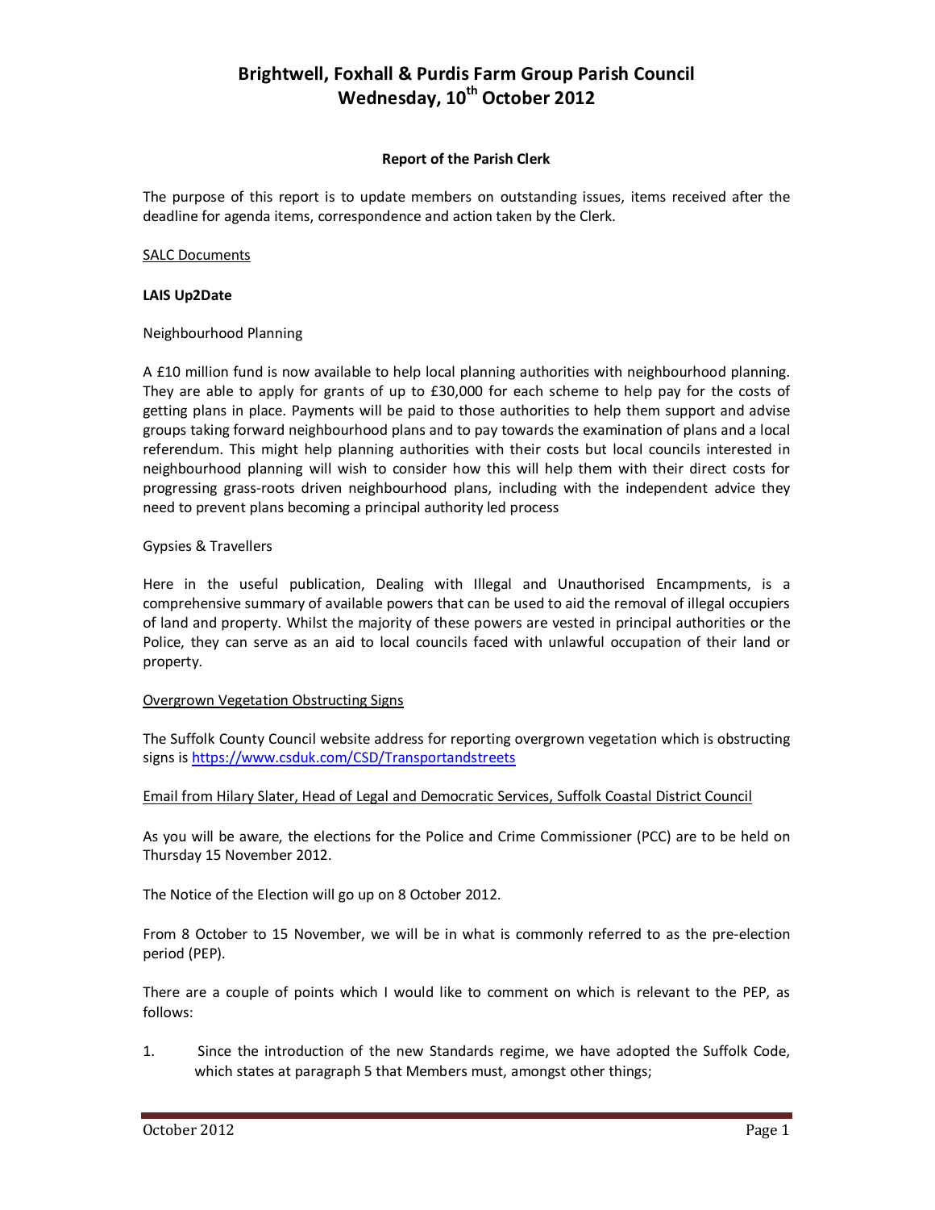# Brightwell, Foxhall & Purdis Farm Group Parish Council
# Wednesday, 10th October 2012

**Report of the Parish Clerk**

The purpose of this report is to update members on outstanding issues, items received after the deadline for agenda items, correspondence and action taken by the Clerk.

SALC Documents

**LAIS Up2Date**

Neighbourhood Planning

A £10 million fund is now available to help local planning authorities with neighbourhood planning. They are able to apply for grants of up to £30,000 for each scheme to help pay for the costs of getting plans in place. Payments will be paid to those authorities to help them support and advise groups taking forward neighbourhood plans and to pay towards the examination of plans and a local referendum. This might help planning authorities with their costs but local councils interested in neighbourhood planning will wish to consider how this will help them with their direct costs for progressing grass-roots driven neighbourhood plans, including with the independent advice they need to prevent plans becoming a principal authority led process

Gypsies & Travellers

Here in the useful publication, Dealing with Illegal and Unauthorised Encampments, is a comprehensive summary of available powers that can be used to aid the removal of illegal occupiers of land and property. Whilst the majority of these powers are vested in principal authorities or the Police, they can serve as an aid to local councils faced with unlawful occupation of their land or property.

Overgrown Vegetation Obstructing Signs

The Suffolk County Council website address for reporting overgrown vegetation which is obstructing signs is https://www.csduk.com/CSD/Transportandstreets

Email from Hilary Slater, Head of Legal and Democratic Services, Suffolk Coastal District Council

As you will be aware, the elections for the Police and Crime Commissioner (PCC) are to be held on Thursday 15 November 2012.

The Notice of the Election will go up on 8 October 2012.

From 8 October to 15 November, we will be in what is commonly referred to as the pre-election period (PEP).

There are a couple of points which I would like to comment on which is relevant to the PEP, as follows:

1. Since the introduction of the new Standards regime, we have adopted the Suffolk Code, which states at paragraph 5 that Members must, amongst other things;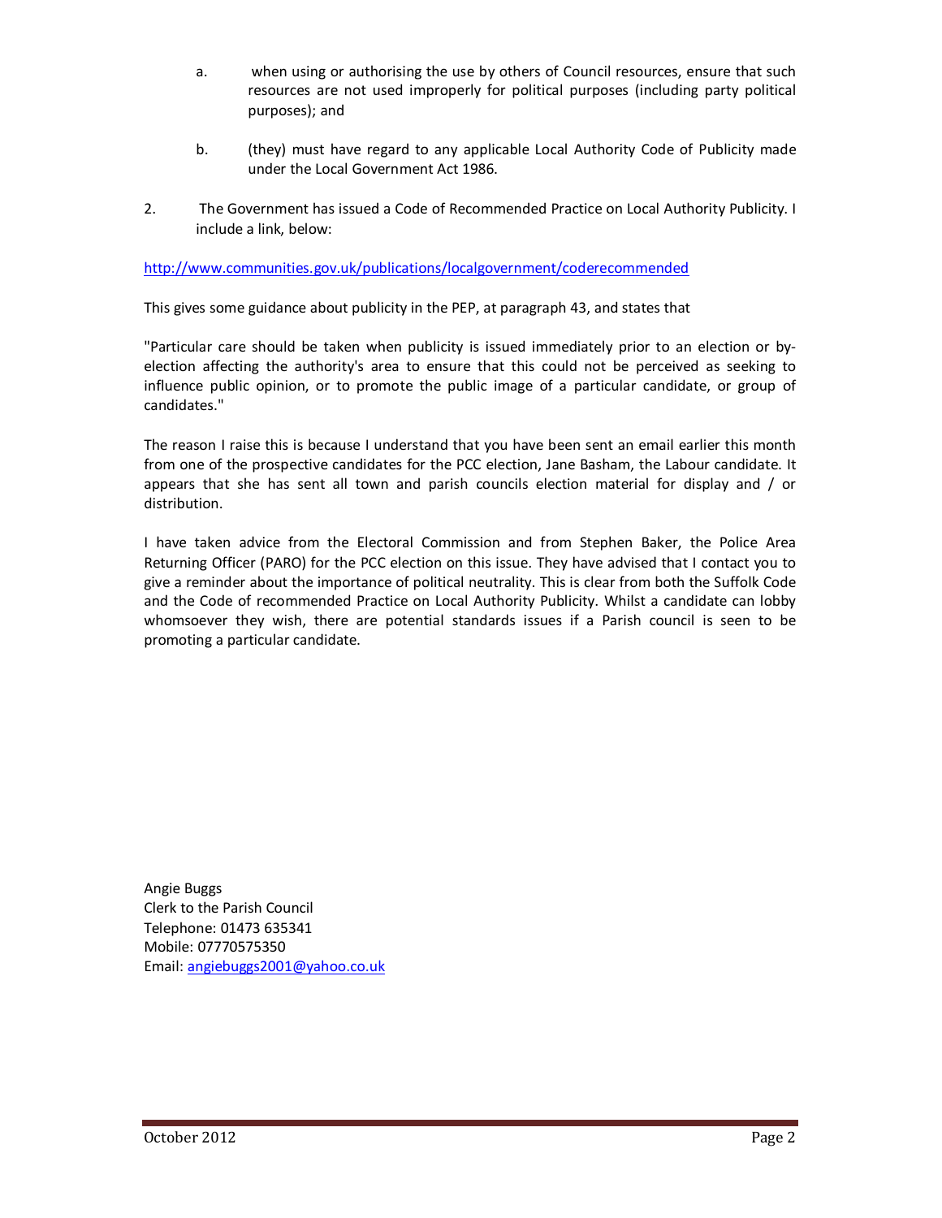a. when using or authorising the use by others of Council resources, ensure that such resources are not used improperly for political purposes (including party political purposes); and

b. (they) must have regard to any applicable Local Authority Code of Publicity made under the Local Government Act 1986.

2. The Government has issued a Code of Recommended Practice on Local Authority Publicity. I include a link, below:

http://www.communities.gov.uk/publications/localgovernment/coderecommended

This gives some guidance about publicity in the PEP, at paragraph 43, and states that

"Particular care should be taken when publicity is issued immediately prior to an election or by-election affecting the authority's area to ensure that this could not be perceived as seeking to influence public opinion, or to promote the public image of a particular candidate, or group of candidates."

The reason I raise this is because I understand that you have been sent an email earlier this month from one of the prospective candidates for the PCC election, Jane Basham, the Labour candidate. It appears that she has sent all town and parish councils election material for display and / or distribution.

I have taken advice from the Electoral Commission and from Stephen Baker, the Police Area Returning Officer (PARO) for the PCC election on this issue. They have advised that I contact you to give a reminder about the importance of political neutrality. This is clear from both the Suffolk Code and the Code of recommended Practice on Local Authority Publicity. Whilst a candidate can lobby whomsoever they wish, there are potential standards issues if a Parish council is seen to be promoting a particular candidate.

Angie Buggs
Clerk to the Parish Council
Telephone: 01473 635341
Mobile: 07770575350
Email: angiebuggs2001@yahoo.co.uk